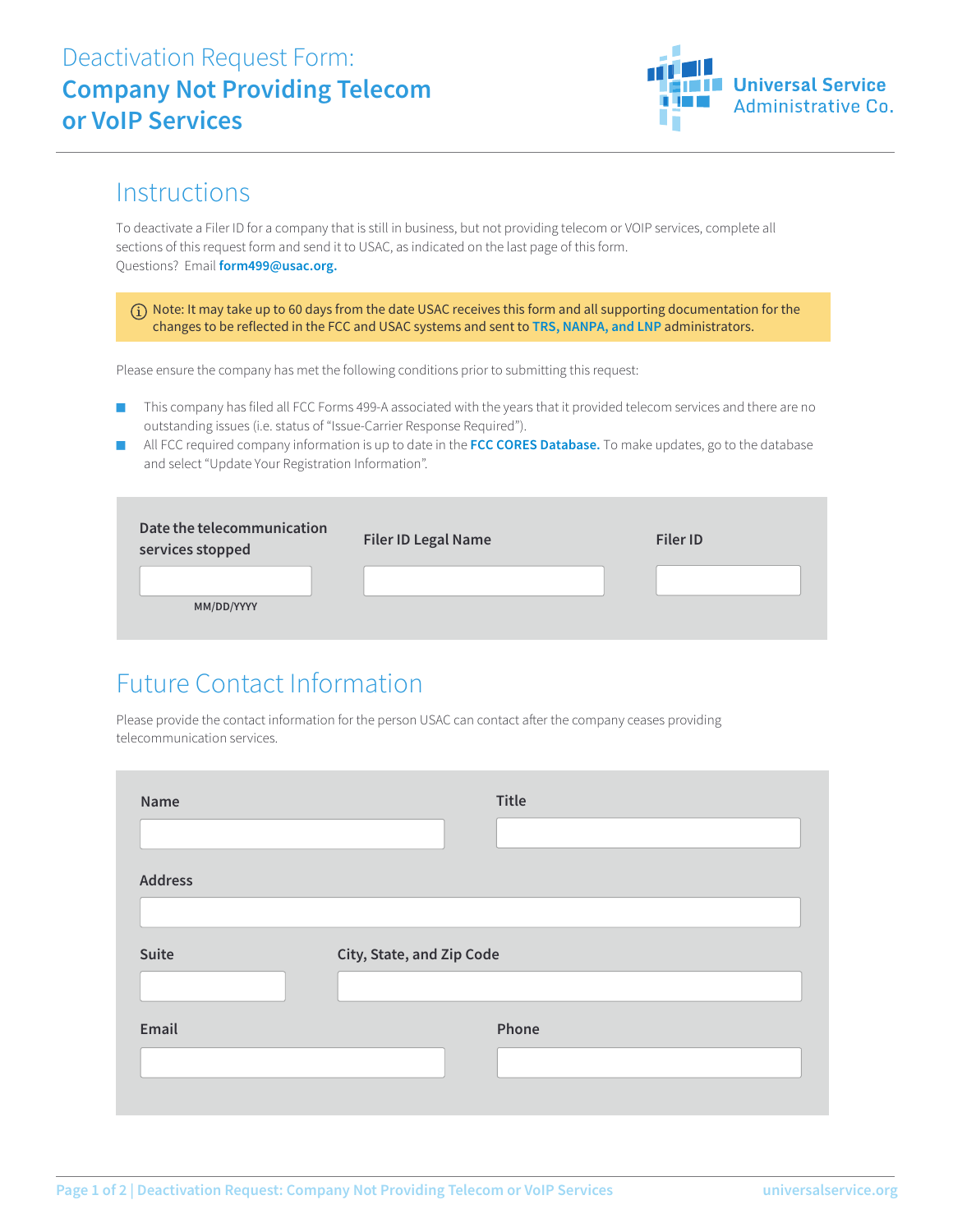# Deactivation Request Form: **Company Not Providing Telecom or VoIP Services**

Universal Service Administrative Co.

## Instructions

To deactivate a Filer ID for a company that is still in business, but not providing telecom or VOIP services, complete all sections of this request form and send it to USAC, as indicated on the last page of this form.
Questions? Email **form499@usac.org.**

> ⓘ Note: It may take up to 60 days from the date USAC receives this form and all supporting documentation for the changes to be reflected in the FCC and USAC systems and sent to **TRS, NANPA, and LNP** administrators.

Please ensure the company has met the following conditions prior to submitting this request:

- This company has filed all FCC Forms 499-A associated with the years that it provided telecom services and there are no outstanding issues (i.e. status of "Issue-Carrier Response Required").
- All FCC required company information is up to date in the **FCC CORES Database.** To make updates, go to the database and select "Update Your Registration Information".

| Date the telecommunication services stopped | Filer ID Legal Name | Filer ID |
|---|---|---|
| MM/DD/YYYY | | |

## Future Contact Information

Please provide the contact information for the person USAC can contact after the company ceases providing telecommunication services.

**Name**

**Title**

**Address**

**Suite**

**City, State, and Zip Code**

**Email**

**Phone**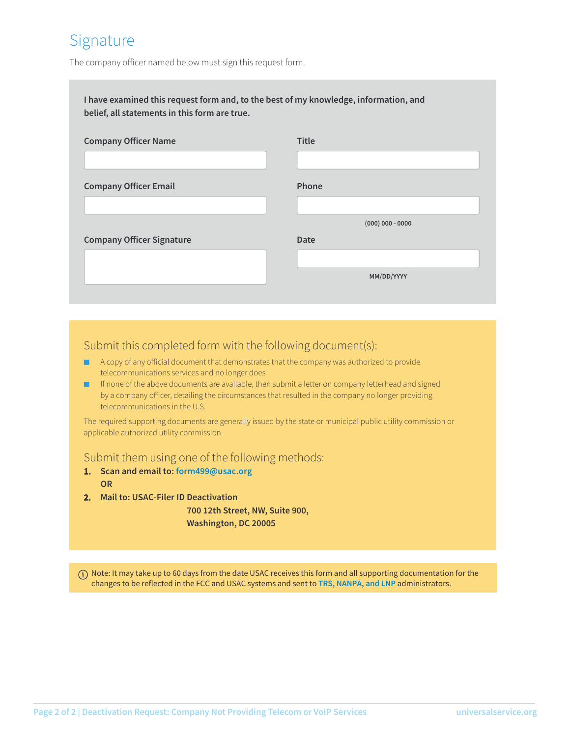# Signature

The company officer named below must sign this request form.

**I have examined this request form and, to the best of my knowledge, information, and belief, all statements in this form are true.**

**Company Officer Name**

**Title**

**Company Officer Email**

**Phone**

(000) 000 - 0000

**Company Officer Signature**

**Date**

MM/DD/YYYY

## Submit this completed form with the following document(s):

- A copy of any official document that demonstrates that the company was authorized to provide telecommunications services and no longer does
- If none of the above documents are available, then submit a letter on company letterhead and signed by a company officer, detailing the circumstances that resulted in the company no longer providing telecommunications in the U.S.

The required supporting documents are generally issued by the state or municipal public utility commission or applicable authorized utility commission.

## Submit them using one of the following methods:

1. **Scan and email to: form499@usac.org**

   **OR**

2. **Mail to: USAC-Filer ID Deactivation**
   **700 12th Street, NW, Suite 900,**
   **Washington, DC 20005**

Note: It may take up to 60 days from the date USAC receives this form and all supporting documentation for the changes to be reflected in the FCC and USAC systems and sent to TRS, NANPA, and LNP administrators.